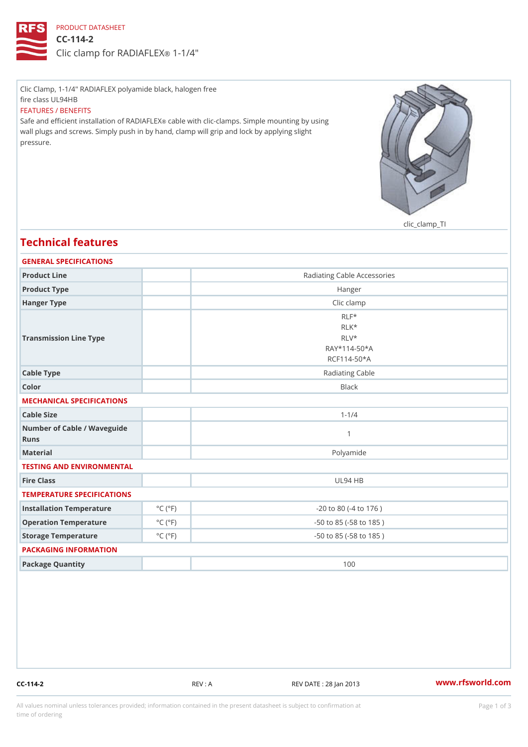PRODUCT DATASHEET

# CC-114-2

## Clic clamp for RADIAFLEX® 1-1/4"

Clic Clamp, 1-1/4" RADIAFLEX polyamide black, halogen free
fire class UL94HB

FEATURES / BENEFITS

Safe and efficient installation of RADIAFLEX® cable with clic-clamps. Simple mounting by using wall plugs and screws. Simply push in by hand, clamp will grip and lock by applying slight pressure.

clic_clamp_TI

## Technical features

### GENERAL SPECIFICATIONS

| | | |
|---|---|---|
| Product Line | | Radiating Cable Accessories |
| Product Type | | Hanger |
| Hanger Type | | Clic clamp |
| Transmission Line Type | | RLF*<br>RLK*<br>RLV*<br>RAY*114-50*A<br>RCF114-50*A |
| Cable Type | | Radiating Cable |
| Color | | Black |

### MECHANICAL SPECIFICATIONS

| | | |
|---|---|---|
| Cable Size | | 1-1/4 |
| Number of Cable / Waveguide Runs | | 1 |
| Material | | Polyamide |

### TESTING AND ENVIRONMENTAL

| | | |
|---|---|---|
| Fire Class | | UL94 HB |

### TEMPERATURE SPECIFICATIONS

| | | |
|---|---|---|
| Installation Temperature | °C (°F) | -20 to 80 (-4 to 176 ) |
| Operation Temperature | °C (°F) | -50 to 85 (-58 to 185 ) |
| Storage Temperature | °C (°F) | -50 to 85 (-58 to 185 ) |

### PACKAGING INFORMATION

| | | |
|---|---|---|
| Package Quantity | | 100 |

CC-114-2 REV : A REV DATE : 28 Jan 2013 www.rfsworld.com

All values nominal unless tolerances provided; information contained in the present datasheet is subject to confirmation at time of ordering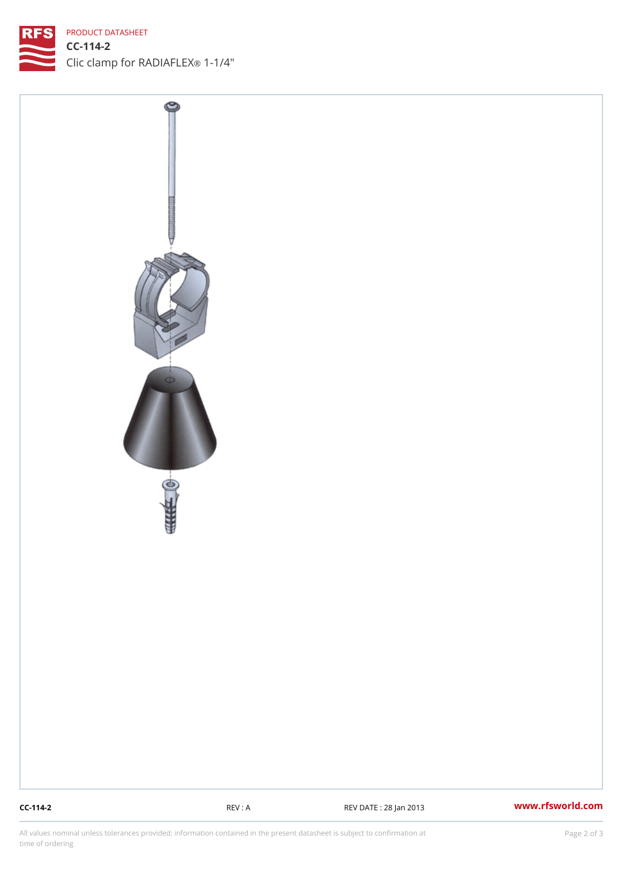PRODUCT DATASHEET

# CC-114-2

Clic clamp for RADIAFLEX® 1-1/4"

CC-114-2 REV : A REV DATE : 28 Jan 2013 www.rfsworld.com

All values nominal unless tolerances provided; information contained in the present datasheet is subject to confirmation at time of ordering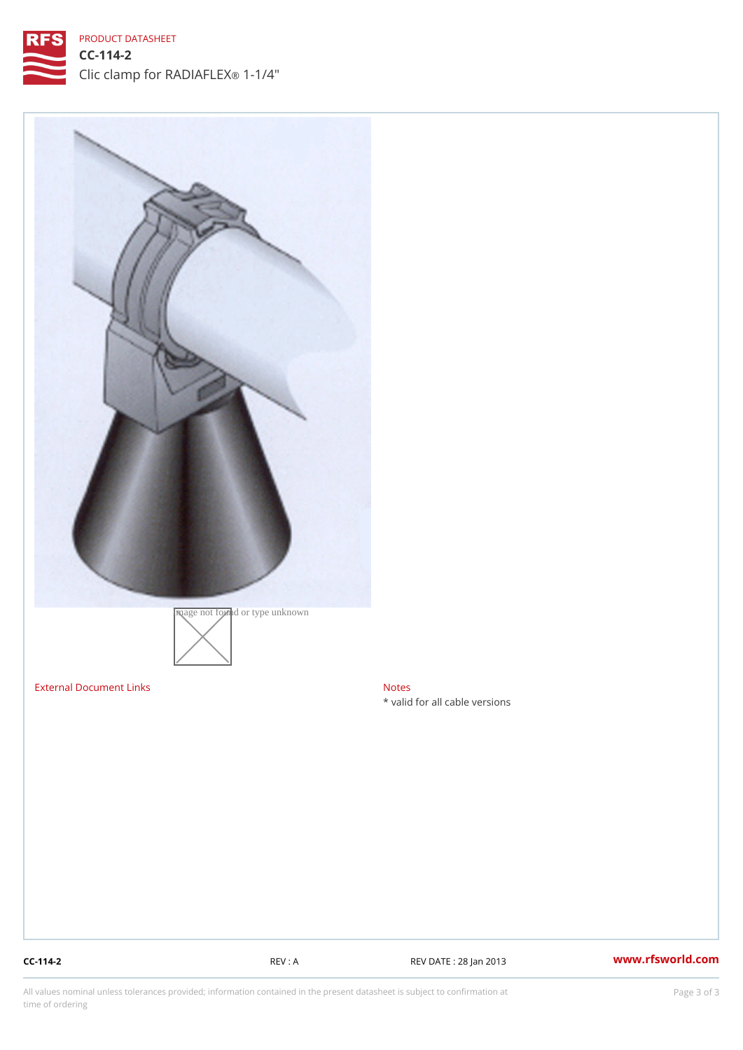PRODUCT DATASHEET

# CC-114-2

## Clic clamp for RADIAFLEX® 1-1/4"

image not found or type unknown

### External Document Links

### Notes

* valid for all cable versions

CC-114-2 REV : A REV DATE : 28 Jan 2013 www.rfsworld.com

All values nominal unless tolerances provided; information contained in the present datasheet is subject to confirmation at time of ordering